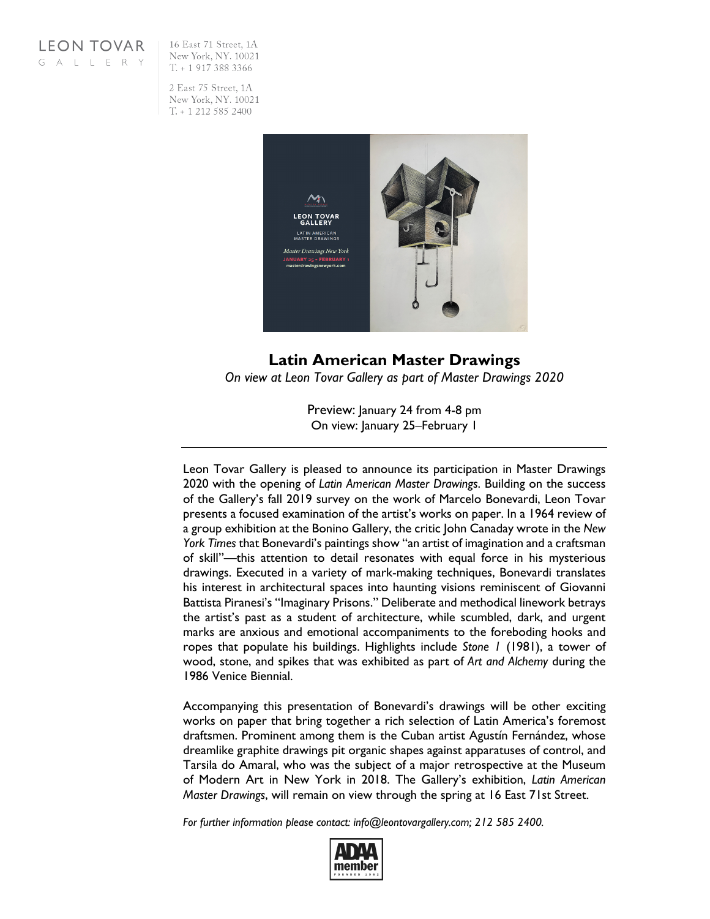LEON TOVAR
GALLERY

16 East 71 Street, 1A
New York, NY. 10021
T. + 1 917 388 3366

2 East 75 Street, 1A
New York, NY. 10021
T. + 1 212 585 2400

# Latin American Master Drawings

*On view at Leon Tovar Gallery as part of Master Drawings 2020*

Preview: January 24 from 4-8 pm
On view: January 25–February 1

---

Leon Tovar Gallery is pleased to announce its participation in Master Drawings 2020 with the opening of *Latin American Master Drawings*. Building on the success of the Gallery's fall 2019 survey on the work of Marcelo Bonevardi, Leon Tovar presents a focused examination of the artist's works on paper. In a 1964 review of a group exhibition at the Bonino Gallery, the critic John Canaday wrote in the *New York Times* that Bonevardi's paintings show "an artist of imagination and a craftsman of skill"—this attention to detail resonates with equal force in his mysterious drawings. Executed in a variety of mark-making techniques, Bonevardi translates his interest in architectural spaces into haunting visions reminiscent of Giovanni Battista Piranesi's "Imaginary Prisons." Deliberate and methodical linework betrays the artist's past as a student of architecture, while scumbled, dark, and urgent marks are anxious and emotional accompaniments to the foreboding hooks and ropes that populate his buildings. Highlights include *Stone I* (1981), a tower of wood, stone, and spikes that was exhibited as part of *Art and Alchemy* during the 1986 Venice Biennial.

Accompanying this presentation of Bonevardi's drawings will be other exciting works on paper that bring together a rich selection of Latin America's foremost draftsmen. Prominent among them is the Cuban artist Agustín Fernández, whose dreamlike graphite drawings pit organic shapes against apparatuses of control, and Tarsila do Amaral, who was the subject of a major retrospective at the Museum of Modern Art in New York in 2018. The Gallery's exhibition, *Latin American Master Drawings*, will remain on view through the spring at 16 East 71st Street.

*For further information please contact: info@leontovargallery.com; 212 585 2400.*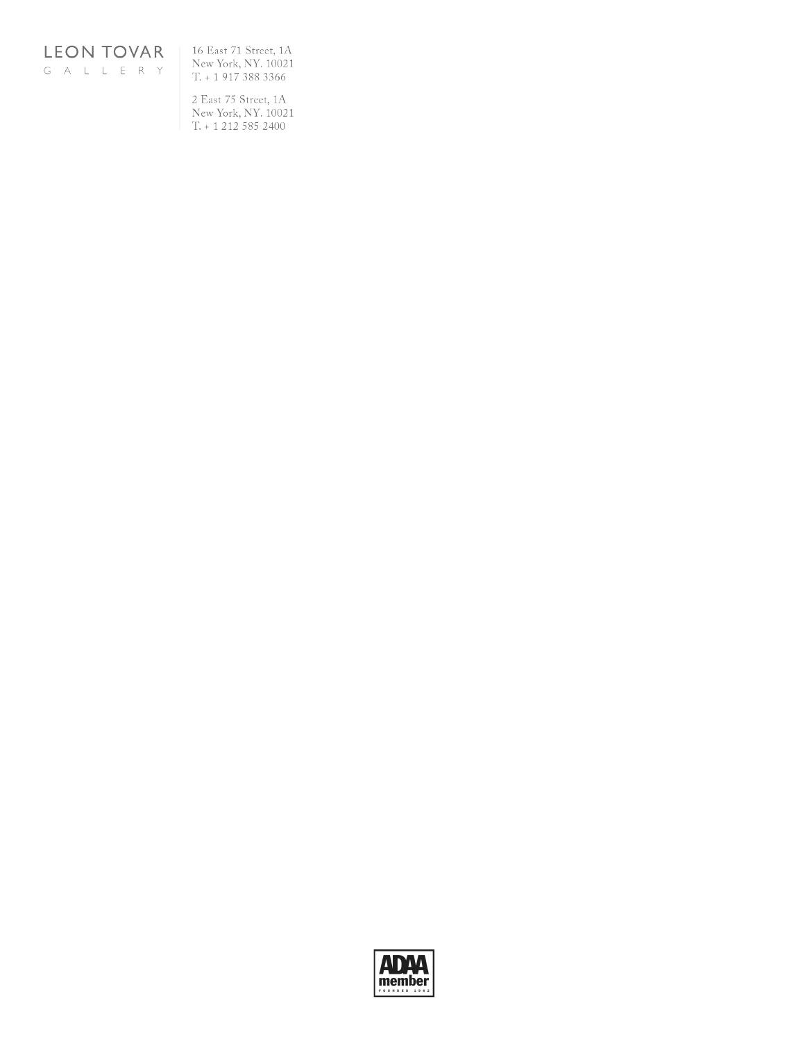LEON TOVAR
G A L L E R Y

16 East 71 Street, 1A
New York, NY. 10021
T. + 1 917 388 3366

2 East 75 Street, 1A
New York, NY. 10021
T. + 1 212 585 2400

ADAA member
FOUNDED 1962